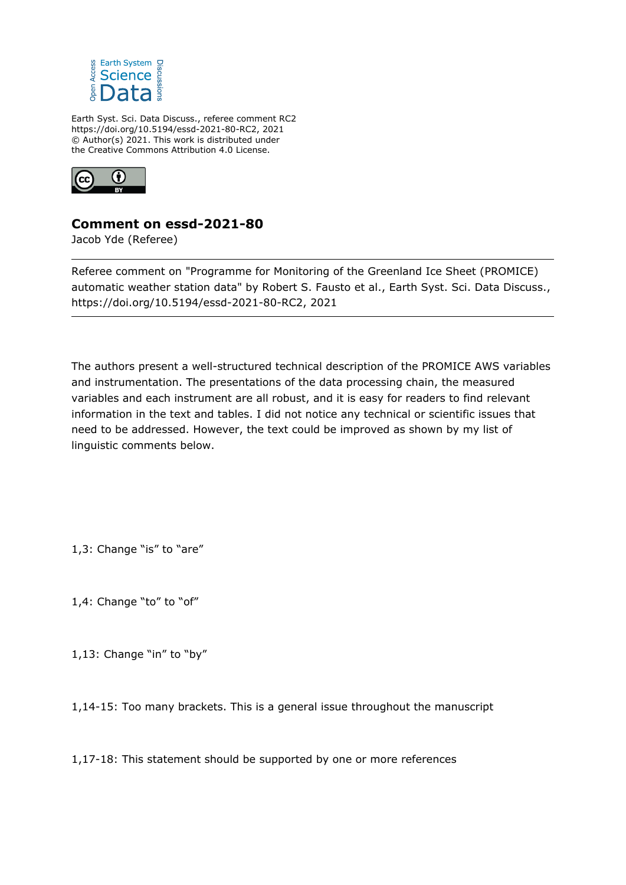Earth Syst. Sci. Data Discuss., referee comment RC2
https://doi.org/10.5194/essd-2021-80-RC2, 2021
© Author(s) 2021. This work is distributed under
the Creative Commons Attribution 4.0 License.

# Comment on essd-2021-80

Jacob Yde (Referee)

Referee comment on "Programme for Monitoring of the Greenland Ice Sheet (PROMICE) automatic weather station data" by Robert S. Fausto et al., Earth Syst. Sci. Data Discuss., https://doi.org/10.5194/essd-2021-80-RC2, 2021

The authors present a well-structured technical description of the PROMICE AWS variables and instrumentation. The presentations of the data processing chain, the measured variables and each instrument are all robust, and it is easy for readers to find relevant information in the text and tables. I did not notice any technical or scientific issues that need to be addressed. However, the text could be improved as shown by my list of linguistic comments below.

1,3: Change "is" to "are"

1,4: Change "to" to "of"

1,13: Change "in" to "by"

1,14-15: Too many brackets. This is a general issue throughout the manuscript

1,17-18: This statement should be supported by one or more references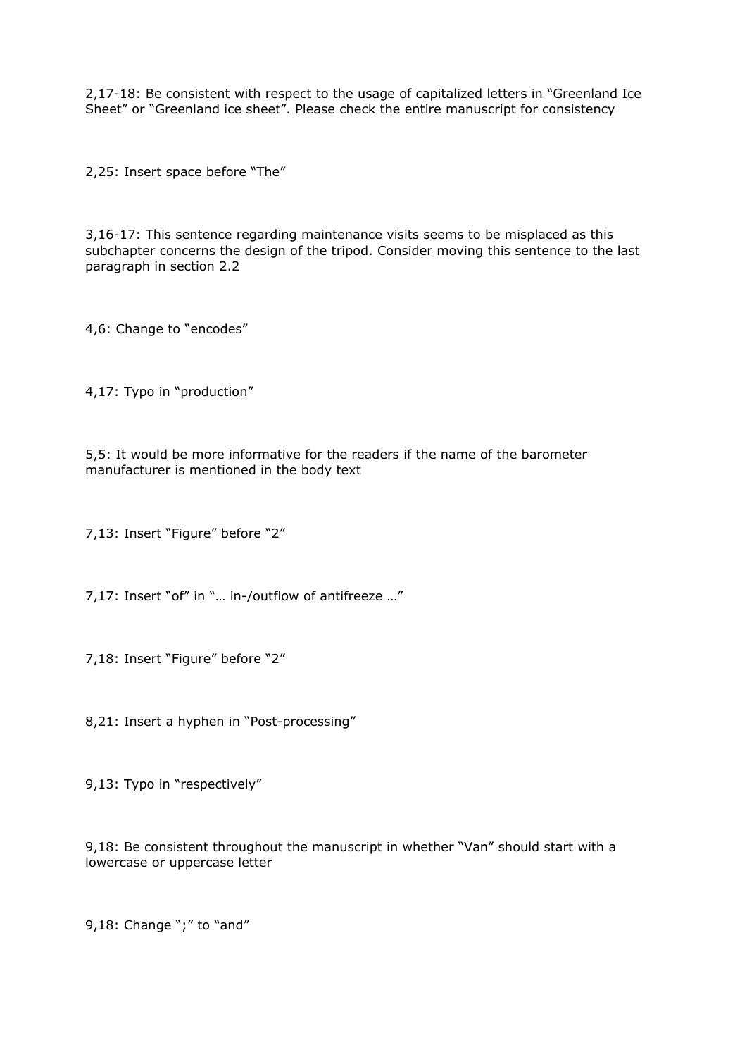2,17-18: Be consistent with respect to the usage of capitalized letters in "Greenland Ice Sheet" or "Greenland ice sheet". Please check the entire manuscript for consistency

2,25: Insert space before "The"

3,16-17: This sentence regarding maintenance visits seems to be misplaced as this subchapter concerns the design of the tripod. Consider moving this sentence to the last paragraph in section 2.2

4,6: Change to "encodes"

4,17: Typo in "production"

5,5: It would be more informative for the readers if the name of the barometer manufacturer is mentioned in the body text

7,13: Insert "Figure" before "2"

7,17: Insert "of" in "… in-/outflow of antifreeze …"

7,18: Insert "Figure" before "2"

8,21: Insert a hyphen in "Post-processing"

9,13: Typo in "respectively"

9,18: Be consistent throughout the manuscript in whether "Van" should start with a lowercase or uppercase letter

9,18: Change ";" to "and"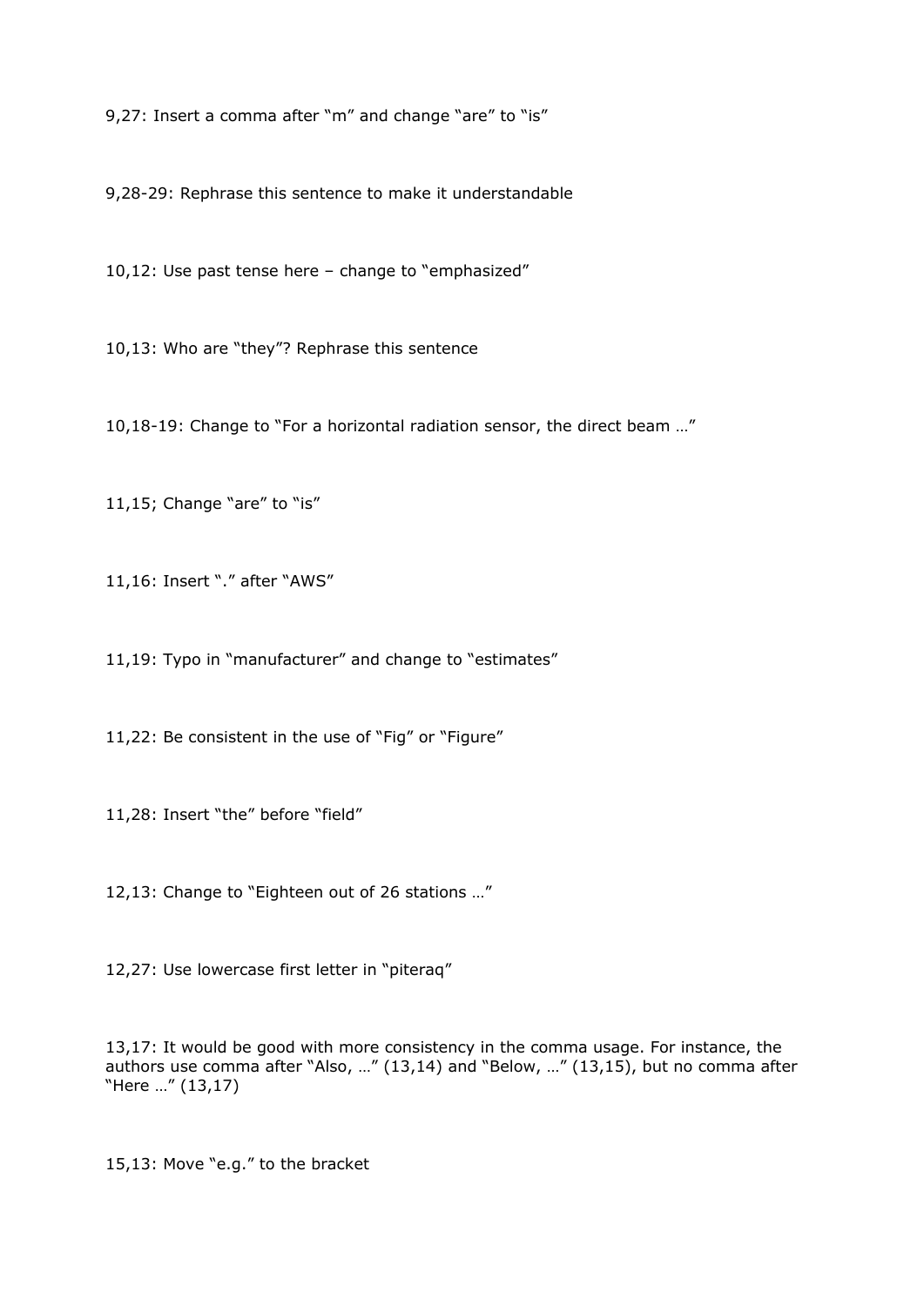9,27: Insert a comma after “m” and change “are” to “is”

9,28-29: Rephrase this sentence to make it understandable

10,12: Use past tense here – change to “emphasized”

10,13: Who are “they”? Rephrase this sentence

10,18-19: Change to “For a horizontal radiation sensor, the direct beam …”

11,15; Change “are” to “is”

11,16: Insert “.” after “AWS”

11,19: Typo in “manufacturer” and change to “estimates”

11,22: Be consistent in the use of “Fig” or “Figure”

11,28: Insert “the” before “field”

12,13: Change to “Eighteen out of 26 stations …”

12,27: Use lowercase first letter in “piteraq”

13,17: It would be good with more consistency in the comma usage. For instance, the authors use comma after “Also, …” (13,14) and “Below, …” (13,15), but no comma after “Here …” (13,17)

15,13: Move “e.g.” to the bracket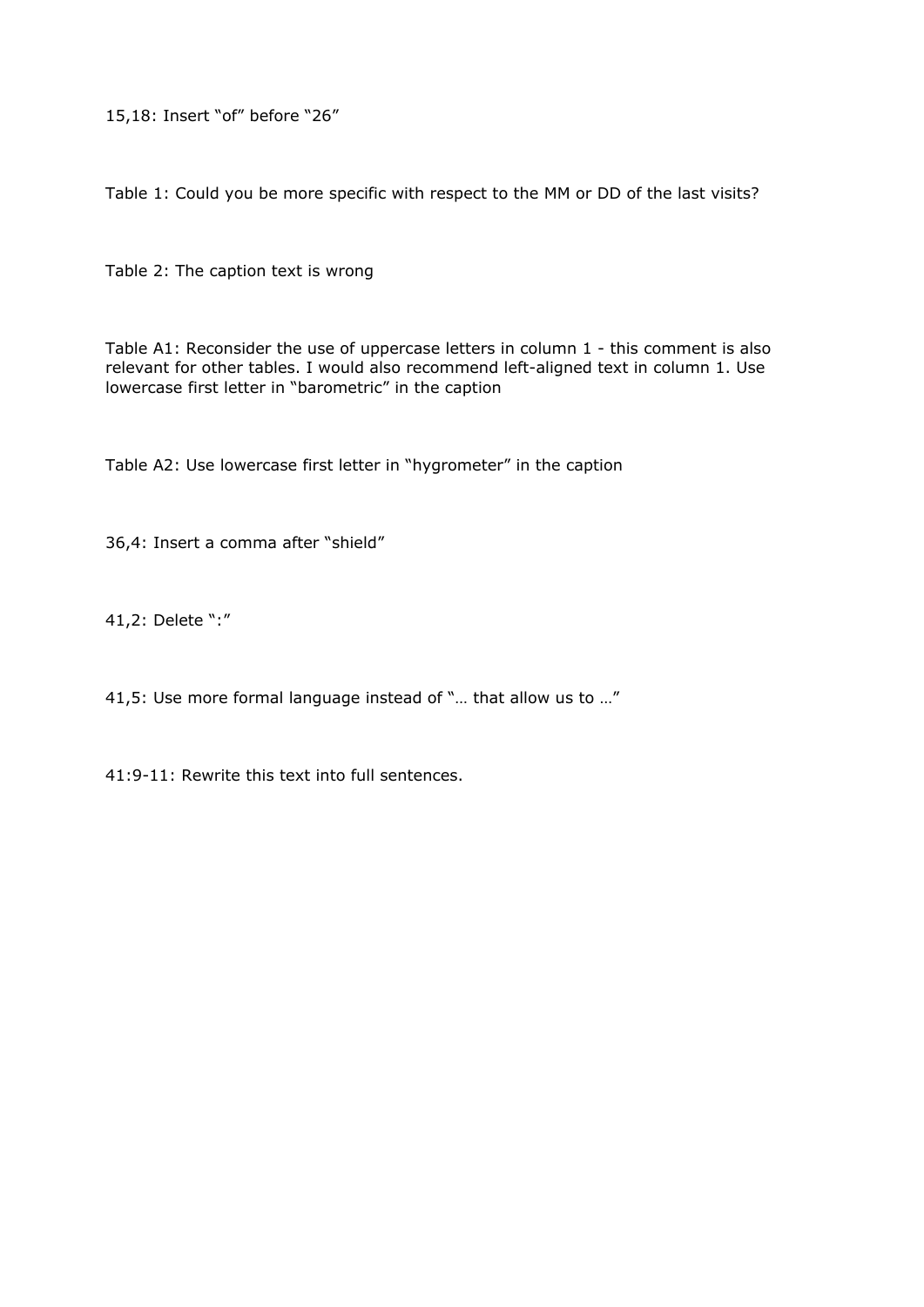15,18: Insert “of” before “26”

Table 1: Could you be more specific with respect to the MM or DD of the last visits?

Table 2: The caption text is wrong

Table A1: Reconsider the use of uppercase letters in column 1 - this comment is also relevant for other tables. I would also recommend left-aligned text in column 1. Use lowercase first letter in “barometric” in the caption

Table A2: Use lowercase first letter in “hygrometer” in the caption

36,4: Insert a comma after “shield”

41,2: Delete “:”

41,5: Use more formal language instead of “… that allow us to …”

41:9-11: Rewrite this text into full sentences.